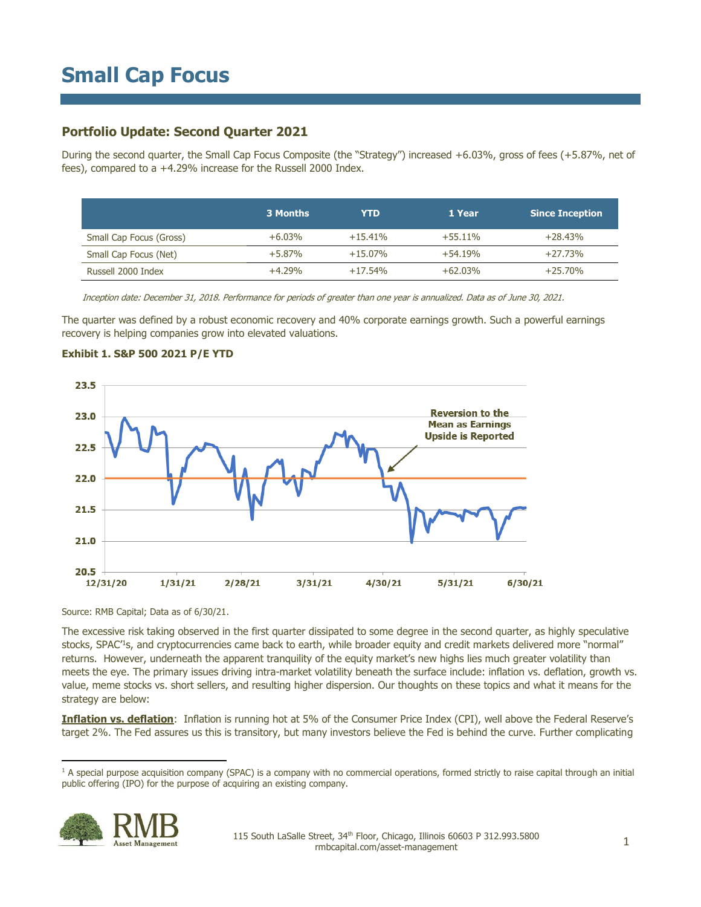# Small Cap Focus

## Portfolio Update: Second Quarter 2021

During the second quarter, the Small Cap Focus Composite (the "Strategy") increased +6.03%, gross of fees (+5.87%, net of fees), compared to a +4.29% increase for the Russell 2000 Index.

| | 3 Months | YTD | 1 Year | Since Inception |
|---|---|---|---|---|
| Small Cap Focus (Gross) | +6.03% | +15.41% | +55.11% | +28.43% |
| Small Cap Focus (Net) | +5.87% | +15.07% | +54.19% | +27.73% |
| Russell 2000 Index | +4.29% | +17.54% | +62.03% | +25.70% |

*Inception date: December 31, 2018. Performance for periods of greater than one year is annualized. Data as of June 30, 2021.*

The quarter was defined by a robust economic recovery and 40% corporate earnings growth. Such a powerful earnings recovery is helping companies grow into elevated valuations.

**Exhibit 1. S&P 500 2021 P/E YTD**

Source: RMB Capital; Data as of 6/30/21.

The excessive risk taking observed in the first quarter dissipated to some degree in the second quarter, as highly speculative stocks, SPAC'[1]s, and cryptocurrencies came back to earth, while broader equity and credit markets delivered more "normal" returns. However, underneath the apparent tranquility of the equity market's new highs lies much greater volatility than meets the eye. The primary issues driving intra-market volatility beneath the surface include: inflation vs. deflation, growth vs. value, meme stocks vs. short sellers, and resulting higher dispersion. Our thoughts on these topics and what it means for the strategy are below:

**Inflation vs. deflation**: Inflation is running hot at 5% of the Consumer Price Index (CPI), well above the Federal Reserve's target 2%. The Fed assures us this is transitory, but many investors believe the Fed is behind the curve. Further complicating

[1] A special purpose acquisition company (SPAC) is a company with no commercial operations, formed strictly to raise capital through an initial public offering (IPO) for the purpose of acquiring an existing company.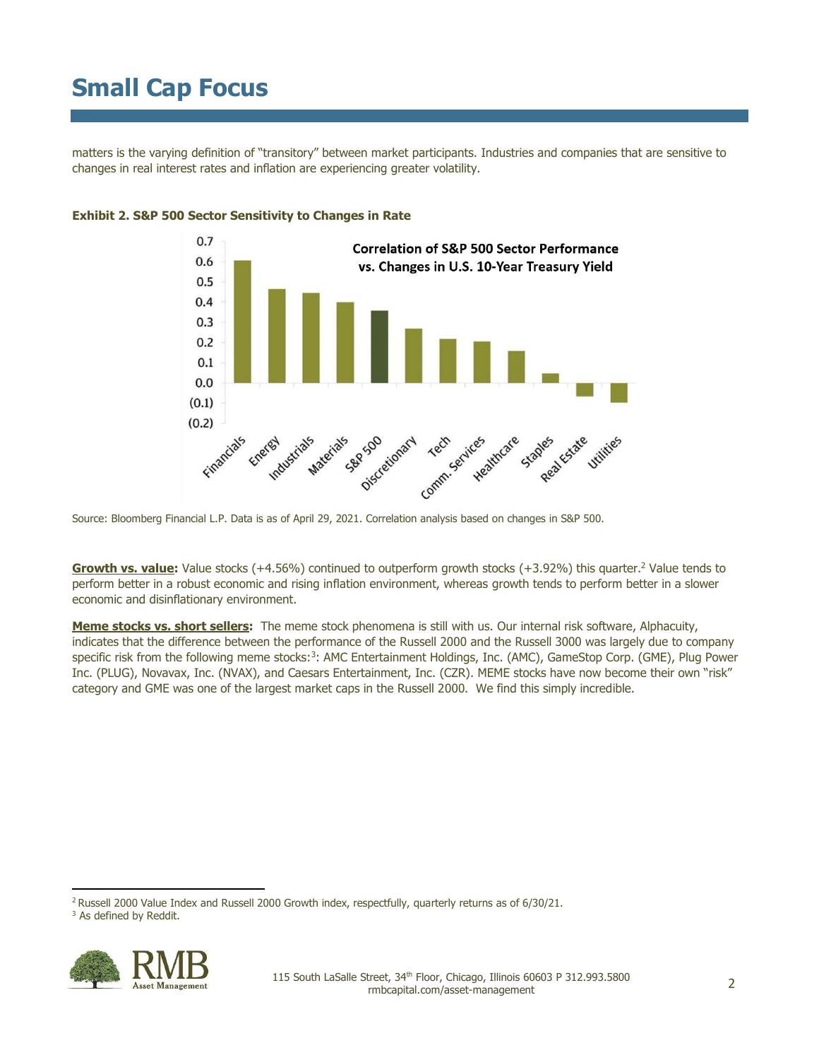matters is the varying definition of "transitory" between market participants. Industries and companies that are sensitive to changes in real interest rates and inflation are experiencing greater volatility.

**Exhibit 2. S&P 500 Sector Sensitivity to Changes in Rate**

Source: Bloomberg Financial L.P. Data is as of April 29, 2021. Correlation analysis based on changes in S&P 500.

**Growth vs. value:** Value stocks (+4.56%) continued to outperform growth stocks (+3.92%) this quarter.[2] Value tends to perform better in a robust economic and rising inflation environment, whereas growth tends to perform better in a slower economic and disinflationary environment.

**Meme stocks vs. short sellers:** The meme stock phenomena is still with us. Our internal risk software, Alphacuity, indicates that the difference between the performance of the Russell 2000 and the Russell 3000 was largely due to company specific risk from the following meme stocks:[3]: AMC Entertainment Holdings, Inc. (AMC), GameStop Corp. (GME), Plug Power Inc. (PLUG), Novavax, Inc. (NVAX), and Caesars Entertainment, Inc. (CZR). MEME stocks have now become their own "risk" category and GME was one of the largest market caps in the Russell 2000. We find this simply incredible.

[2] Russell 2000 Value Index and Russell 2000 Growth index, respectfully, quarterly returns as of 6/30/21.

[3] As defined by Reddit.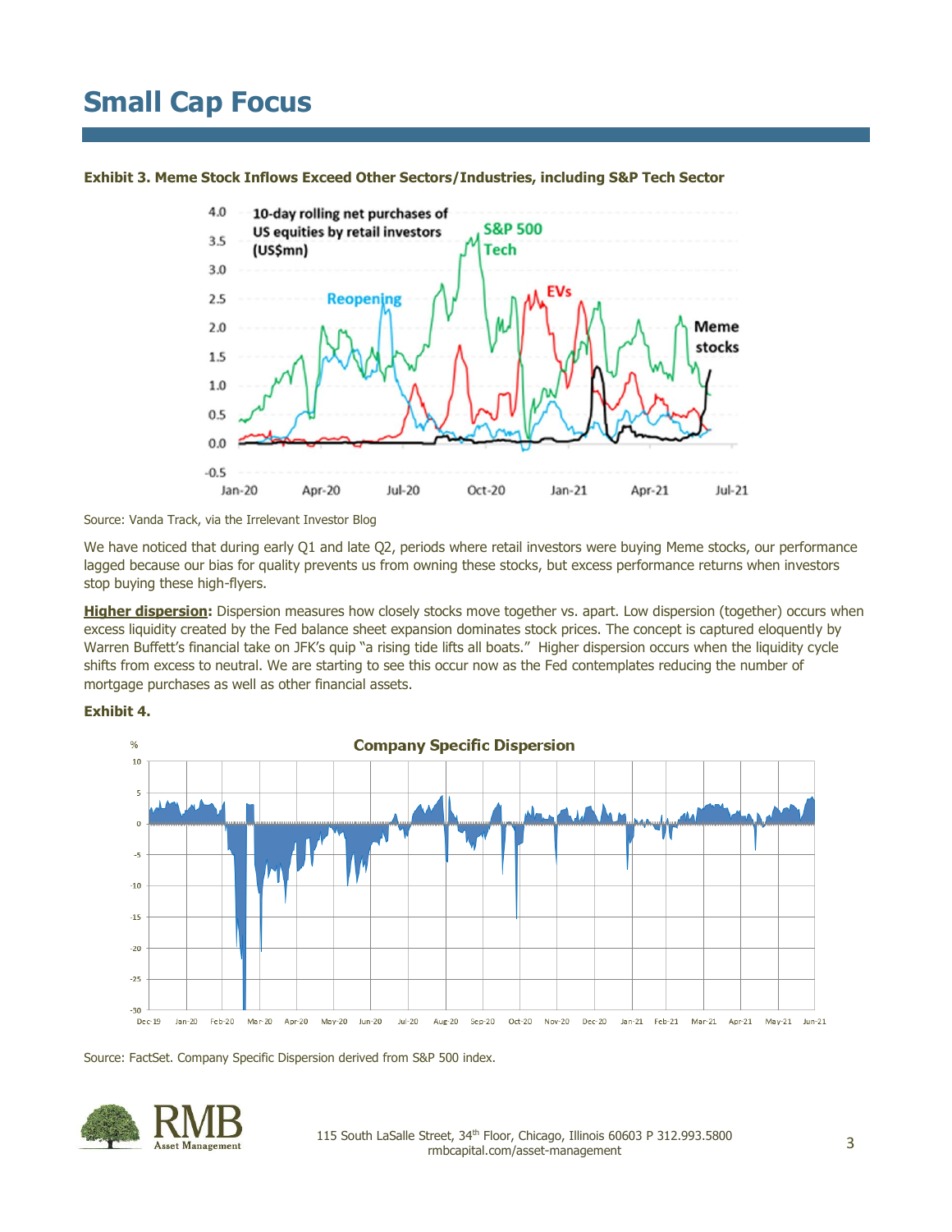# Small Cap Focus

**Exhibit 3. Meme Stock Inflows Exceed Other Sectors/Industries, including S&P Tech Sector**

Source: Vanda Track, via the Irrelevant Investor Blog

We have noticed that during early Q1 and late Q2, periods where retail investors were buying Meme stocks, our performance lagged because our bias for quality prevents us from owning these stocks, but excess performance returns when investors stop buying these high-flyers.

**Higher dispersion:** Dispersion measures how closely stocks move together vs. apart. Low dispersion (together) occurs when excess liquidity created by the Fed balance sheet expansion dominates stock prices. The concept is captured eloquently by Warren Buffett's financial take on JFK's quip "a rising tide lifts all boats." Higher dispersion occurs when the liquidity cycle shifts from excess to neutral. We are starting to see this occur now as the Fed contemplates reducing the number of mortgage purchases as well as other financial assets.

**Exhibit 4.**

Source: FactSet. Company Specific Dispersion derived from S&P 500 index.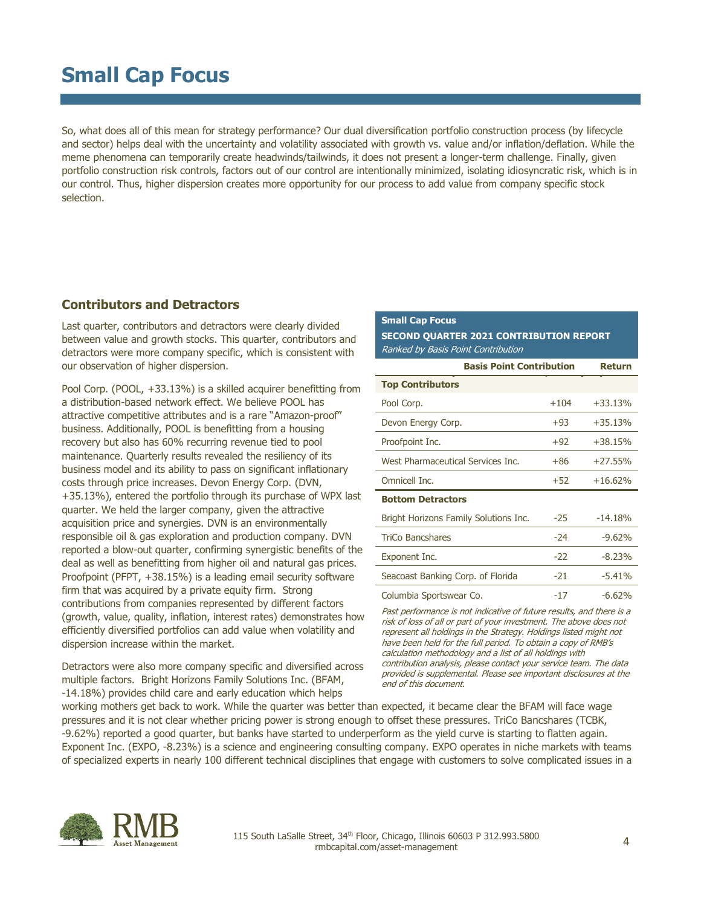# Small Cap Focus

So, what does all of this mean for strategy performance? Our dual diversification portfolio construction process (by lifecycle and sector) helps deal with the uncertainty and volatility associated with growth vs. value and/or inflation/deflation. While the meme phenomena can temporarily create headwinds/tailwinds, it does not present a longer-term challenge. Finally, given portfolio construction risk controls, factors out of our control are intentionally minimized, isolating idiosyncratic risk, which is in our control. Thus, higher dispersion creates more opportunity for our process to add value from company specific stock selection.

## Contributors and Detractors

Last quarter, contributors and detractors were clearly divided between value and growth stocks. This quarter, contributors and detractors were more company specific, which is consistent with our observation of higher dispersion.

Pool Corp. (POOL, +33.13%) is a skilled acquirer benefitting from a distribution-based network effect. We believe POOL has attractive competitive attributes and is a rare "Amazon-proof" business. Additionally, POOL is benefitting from a housing recovery but also has 60% recurring revenue tied to pool maintenance. Quarterly results revealed the resiliency of its business model and its ability to pass on significant inflationary costs through price increases. Devon Energy Corp. (DVN, +35.13%), entered the portfolio through its purchase of WPX last quarter. We held the larger company, given the attractive acquisition price and synergies. DVN is an environmentally responsible oil & gas exploration and production company. DVN reported a blow-out quarter, confirming synergistic benefits of the deal as well as benefitting from higher oil and natural gas prices. Proofpoint (PFPT, +38.15%) is a leading email security software firm that was acquired by a private equity firm. Strong contributions from companies represented by different factors (growth, value, quality, inflation, interest rates) demonstrates how efficiently diversified portfolios can add value when volatility and dispersion increase within the market.

**Small Cap Focus**
**SECOND QUARTER 2021 CONTRIBUTION REPORT**
*Ranked by Basis Point Contribution*

| | Basis Point Contribution | Return |
|---|---|---|
| **Top Contributors** | | |
| Pool Corp. | +104 | +33.13% |
| Devon Energy Corp. | +93 | +35.13% |
| Proofpoint Inc. | +92 | +38.15% |
| West Pharmaceutical Services Inc. | +86 | +27.55% |
| Omnicell Inc. | +52 | +16.62% |
| **Bottom Detractors** | | |
| Bright Horizons Family Solutions Inc. | -25 | -14.18% |
| TriCo Bancshares | -24 | -9.62% |
| Exponent Inc. | -22 | -8.23% |
| Seacoast Banking Corp. of Florida | -21 | -5.41% |
| Columbia Sportswear Co. | -17 | -6.62% |

*Past performance is not indicative of future results, and there is a risk of loss of all or part of your investment. The above does not represent all holdings in the Strategy. Holdings listed might not have been held for the full period. To obtain a copy of RMB's calculation methodology and a list of all holdings with contribution analysis, please contact your service team. The data provided is supplemental. Please see important disclosures at the end of this document.*

Detractors were also more company specific and diversified across multiple factors. Bright Horizons Family Solutions Inc. (BFAM, -14.18%) provides child care and early education which helps working mothers get back to work. While the quarter was better than expected, it became clear the BFAM will face wage pressures and it is not clear whether pricing power is strong enough to offset these pressures. TriCo Bancshares (TCBK, -9.62%) reported a good quarter, but banks have started to underperform as the yield curve is starting to flatten again. Exponent Inc. (EXPO, -8.23%) is a science and engineering consulting company. EXPO operates in niche markets with teams of specialized experts in nearly 100 different technical disciplines that engage with customers to solve complicated issues in a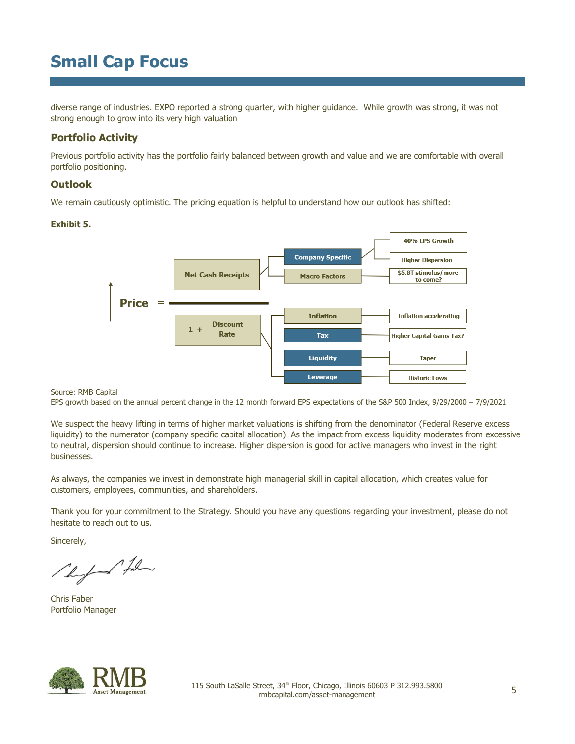diverse range of industries. EXPO reported a strong quarter, with higher guidance. While growth was strong, it was not strong enough to grow into its very high valuation

## Portfolio Activity

Previous portfolio activity has the portfolio fairly balanced between growth and value and we are comfortable with overall portfolio positioning.

## Outlook

We remain cautiously optimistic. The pricing equation is helpful to understand how our outlook has shifted:

**Exhibit 5.**

$$\text{Price} = \frac{\text{Net Cash Receipts}}{1 + \text{Discount Rate}}$$

| Component | Factor | Observation |
|---|---|---|
| Net Cash Receipts | Company Specific | 40% EPS Growth |
| | | Higher Dispersion |
| | Macro Factors | $5.8T stimulus/more to come? |
| Discount Rate | Inflation | Inflation accelerating |
| | Tax | Higher Capital Gains Tax? |
| | Liquidity | Taper |
| | Leverage | Historic Lows |

Source: RMB Capital
EPS growth based on the annual percent change in the 12 month forward EPS expectations of the S&P 500 Index, 9/29/2000 – 7/9/2021

We suspect the heavy lifting in terms of higher market valuations is shifting from the denominator (Federal Reserve excess liquidity) to the numerator (company specific capital allocation). As the impact from excess liquidity moderates from excessive to neutral, dispersion should continue to increase. Higher dispersion is good for active managers who invest in the right businesses.

As always, the companies we invest in demonstrate high managerial skill in capital allocation, which creates value for customers, employees, communities, and shareholders.

Thank you for your commitment to the Strategy. Should you have any questions regarding your investment, please do not hesitate to reach out to us.

Sincerely,

Chris Faber
Portfolio Manager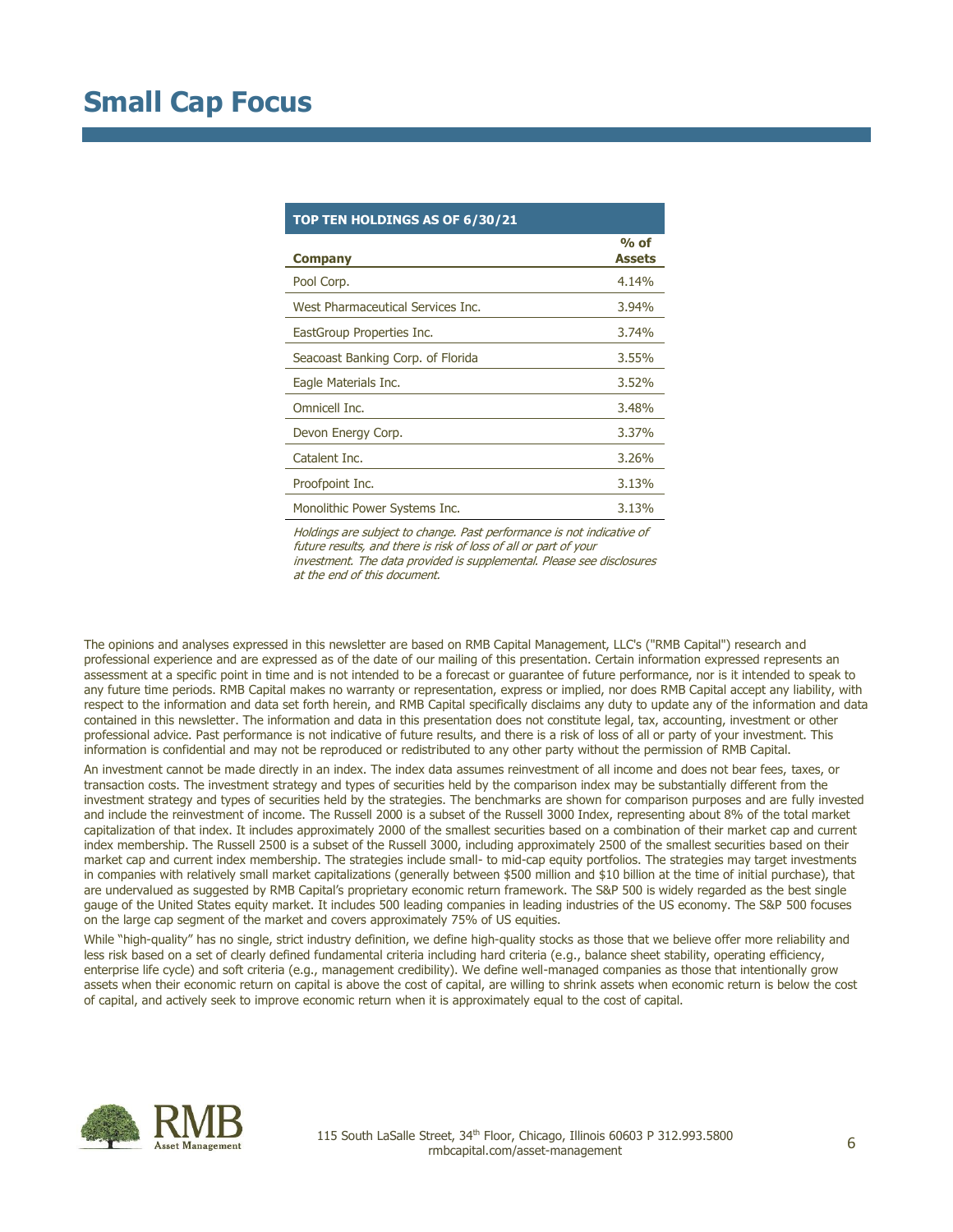# Small Cap Focus

**TOP TEN HOLDINGS AS OF 6/30/21**

| Company | % of Assets |
|---|---|
| Pool Corp. | 4.14% |
| West Pharmaceutical Services Inc. | 3.94% |
| EastGroup Properties Inc. | 3.74% |
| Seacoast Banking Corp. of Florida | 3.55% |
| Eagle Materials Inc. | 3.52% |
| Omnicell Inc. | 3.48% |
| Devon Energy Corp. | 3.37% |
| Catalent Inc. | 3.26% |
| Proofpoint Inc. | 3.13% |
| Monolithic Power Systems Inc. | 3.13% |

*Holdings are subject to change. Past performance is not indicative of future results, and there is risk of loss of all or part of your investment. The data provided is supplemental. Please see disclosures at the end of this document.*

The opinions and analyses expressed in this newsletter are based on RMB Capital Management, LLC's ("RMB Capital") research and professional experience and are expressed as of the date of our mailing of this presentation. Certain information expressed represents an assessment at a specific point in time and is not intended to be a forecast or guarantee of future performance, nor is it intended to speak to any future time periods. RMB Capital makes no warranty or representation, express or implied, nor does RMB Capital accept any liability, with respect to the information and data set forth herein, and RMB Capital specifically disclaims any duty to update any of the information and data contained in this newsletter. The information and data in this presentation does not constitute legal, tax, accounting, investment or other professional advice. Past performance is not indicative of future results, and there is a risk of loss of all or party of your investment. This information is confidential and may not be reproduced or redistributed to any other party without the permission of RMB Capital.

An investment cannot be made directly in an index. The index data assumes reinvestment of all income and does not bear fees, taxes, or transaction costs. The investment strategy and types of securities held by the comparison index may be substantially different from the investment strategy and types of securities held by the strategies. The benchmarks are shown for comparison purposes and are fully invested and include the reinvestment of income. The Russell 2000 is a subset of the Russell 3000 Index, representing about 8% of the total market capitalization of that index. It includes approximately 2000 of the smallest securities based on a combination of their market cap and current index membership. The Russell 2500 is a subset of the Russell 3000, including approximately 2500 of the smallest securities based on their market cap and current index membership. The strategies include small- to mid-cap equity portfolios. The strategies may target investments in companies with relatively small market capitalizations (generally between $500 million and $10 billion at the time of initial purchase), that are undervalued as suggested by RMB Capital's proprietary economic return framework. The S&P 500 is widely regarded as the best single gauge of the United States equity market. It includes 500 leading companies in leading industries of the US economy. The S&P 500 focuses on the large cap segment of the market and covers approximately 75% of US equities.

While "high-quality" has no single, strict industry definition, we define high-quality stocks as those that we believe offer more reliability and less risk based on a set of clearly defined fundamental criteria including hard criteria (e.g., balance sheet stability, operating efficiency, enterprise life cycle) and soft criteria (e.g., management credibility). We define well-managed companies as those that intentionally grow assets when their economic return on capital is above the cost of capital, are willing to shrink assets when economic return is below the cost of capital, and actively seek to improve economic return when it is approximately equal to the cost of capital.

RMB Asset Management

115 South LaSalle Street, 34th Floor, Chicago, Illinois 60603 P 312.993.5800
rmbcapital.com/asset-management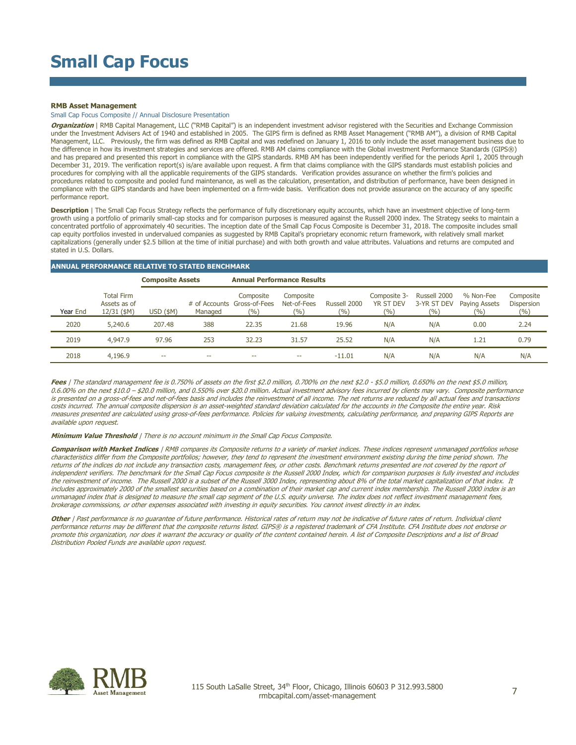# Small Cap Focus

**RMB Asset Management**

Small Cap Focus Composite // Annual Disclosure Presentation

***Organization*** | RMB Capital Management, LLC ("RMB Capital") is an independent investment advisor registered with the Securities and Exchange Commission under the Investment Advisers Act of 1940 and established in 2005. The GIPS firm is defined as RMB Asset Management ("RMB AM"), a division of RMB Capital Management, LLC. Previously, the firm was defined as RMB Capital and was redefined on January 1, 2016 to only include the asset management business due to the difference in how its investment strategies and services are offered. RMB AM claims compliance with the Global investment Performance Standards (GIPS®) and has prepared and presented this report in compliance with the GIPS standards. RMB AM has been independently verified for the periods April 1, 2005 through December 31, 2019. The verification report(s) is/are available upon request. A firm that claims compliance with the GIPS standards must establish policies and procedures for complying with all the applicable requirements of the GIPS standards. Verification provides assurance on whether the firm's policies and procedures related to composite and pooled fund maintenance, as well as the calculation, presentation, and distribution of performance, have been designed in compliance with the GIPS standards and have been implemented on a firm-wide basis. Verification does not provide assurance on the accuracy of any specific performance report.

**Description** | The Small Cap Focus Strategy reflects the performance of fully discretionary equity accounts, which have an investment objective of long-term growth using a portfolio of primarily small-cap stocks and for comparison purposes is measured against the Russell 2000 index. The Strategy seeks to maintain a concentrated portfolio of approximately 40 securities. The inception date of the Small Cap Focus Composite is December 31, 2018. The composite includes small cap equity portfolios invested in undervalued companies as suggested by RMB Capital's proprietary economic return framework, with relatively small market capitalizations (generally under $2.5 billion at the time of initial purchase) and with both growth and value attributes. Valuations and returns are computed and stated in U.S. Dollars.

**ANNUAL PERFORMANCE RELATIVE TO STATED BENCHMARK**

| | | Composite Assets | | Annual Performance Results | | | | | | |
|---|---|---|---|---|---|---|---|---|---|---|
| Year End | Total Firm Assets as of 12/31 ($M) | USD ($M) | # of Accounts Managed | Composite Gross-of-Fees (%) | Composite Net-of-Fees (%) | Russell 2000 (%) | Composite 3-YR ST DEV (%) | Russell 2000 3-YR ST DEV (%) | % Non-Fee Paying Assets (%) | Composite Dispersion (%) |
| 2020 | 5,240.6 | 207.48 | 388 | 22.35 | 21.68 | 19.96 | N/A | N/A | 0.00 | 2.24 |
| 2019 | 4,947.9 | 97.96 | 253 | 32.23 | 31.57 | 25.52 | N/A | N/A | 1.21 | 0.79 |
| 2018 | 4,196.9 | -- | -- | -- | -- | -11.01 | N/A | N/A | N/A | N/A |

***Fees*** *| The standard management fee is 0.750% of assets on the first $2.0 million, 0.700% on the next $2.0 - $5.0 million, 0.650% on the next $5.0 million, 0.6.00% on the next $10.0 – $20.0 million, and 0.550% over $20.0 million. Actual investment advisory fees incurred by clients may vary. Composite performance is presented on a gross-of-fees and net-of-fees basis and includes the reinvestment of all income. The net returns are reduced by all actual fees and transactions costs incurred. The annual composite dispersion is an asset-weighted standard deviation calculated for the accounts in the Composite the entire year. Risk measures presented are calculated using gross-of-fees performance. Policies for valuing investments, calculating performance, and preparing GIPS Reports are available upon request.*

***Minimum Value Threshold*** *| There is no account minimum in the Small Cap Focus Composite.*

***Comparison with Market Indices*** *| RMB compares its Composite returns to a variety of market indices. These indices represent unmanaged portfolios whose characteristics differ from the Composite portfolios; however, they tend to represent the investment environment existing during the time period shown. The returns of the indices do not include any transaction costs, management fees, or other costs. Benchmark returns presented are not covered by the report of independent verifiers. The benchmark for the Small Cap Focus composite is the Russell 2000 Index, which for comparison purposes is fully invested and includes the reinvestment of income. The Russell 2000 is a subset of the Russell 3000 Index, representing about 8% of the total market capitalization of that index. It includes approximately 2000 of the smallest securities based on a combination of their market cap and current index membership. The Russell 2000 index is an unmanaged index that is designed to measure the small cap segment of the U.S. equity universe. The index does not reflect investment management fees, brokerage commissions, or other expenses associated with investing in equity securities. You cannot invest directly in an index.*

***Other*** *| Past performance is no guarantee of future performance. Historical rates of return may not be indicative of future rates of return. Individual client performance returns may be different that the composite returns listed. GIPS® is a registered trademark of CFA Institute. CFA Institute does not endorse or promote this organization, nor does it warrant the accuracy or quality of the content contained herein. A list of Composite Descriptions and a list of Broad Distribution Pooled Funds are available upon request.*

RMB Asset Management

115 South LaSalle Street, 34th Floor, Chicago, Illinois 60603 P 312.993.5800
rmbcapital.com/asset-management